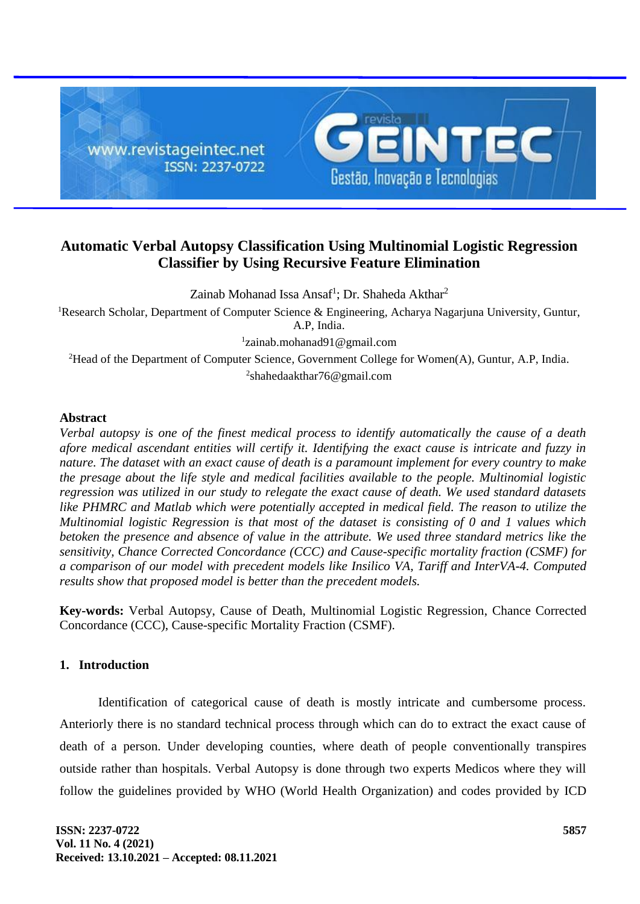# Automatic Verbal Autopsy Classification Using Multinomial Logistic Regression Classifier by Using Recursive Feature Elimination

Zainab Mohanad Issa Ansaf[1]; Dr. Shaheda Akthar[2]

[1]Research Scholar, Department of Computer Science & Engineering, Acharya Nagarjuna University, Guntur, A.P, India.

[1]zainab.mohanad91@gmail.com

[2]Head of the Department of Computer Science, Government College for Women(A), Guntur, A.P, India.

[2]shahedaakthar76@gmail.com

## Abstract

*Verbal autopsy is one of the finest medical process to identify automatically the cause of a death afore medical ascendant entities will certify it. Identifying the exact cause is intricate and fuzzy in nature. The dataset with an exact cause of death is a paramount implement for every country to make the presage about the life style and medical facilities available to the people. Multinomial logistic regression was utilized in our study to relegate the exact cause of death. We used standard datasets like PHMRC and Matlab which were potentially accepted in medical field. The reason to utilize the Multinomial logistic Regression is that most of the dataset is consisting of 0 and 1 values which betoken the presence and absence of value in the attribute. We used three standard metrics like the sensitivity, Chance Corrected Concordance (CCC) and Cause-specific mortality fraction (CSMF) for a comparison of our model with precedent models like Insilico VA, Tariff and InterVA-4. Computed results show that proposed model is better than the precedent models.*

**Key-words:** Verbal Autopsy, Cause of Death, Multinomial Logistic Regression, Chance Corrected Concordance (CCC), Cause-specific Mortality Fraction (CSMF).

## 1. Introduction

Identification of categorical cause of death is mostly intricate and cumbersome process. Anteriorly there is no standard technical process through which can do to extract the exact cause of death of a person. Under developing counties, where death of people conventionally transpires outside rather than hospitals. Verbal Autopsy is done through two experts Medicos where they will follow the guidelines provided by WHO (World Health Organization) and codes provided by ICD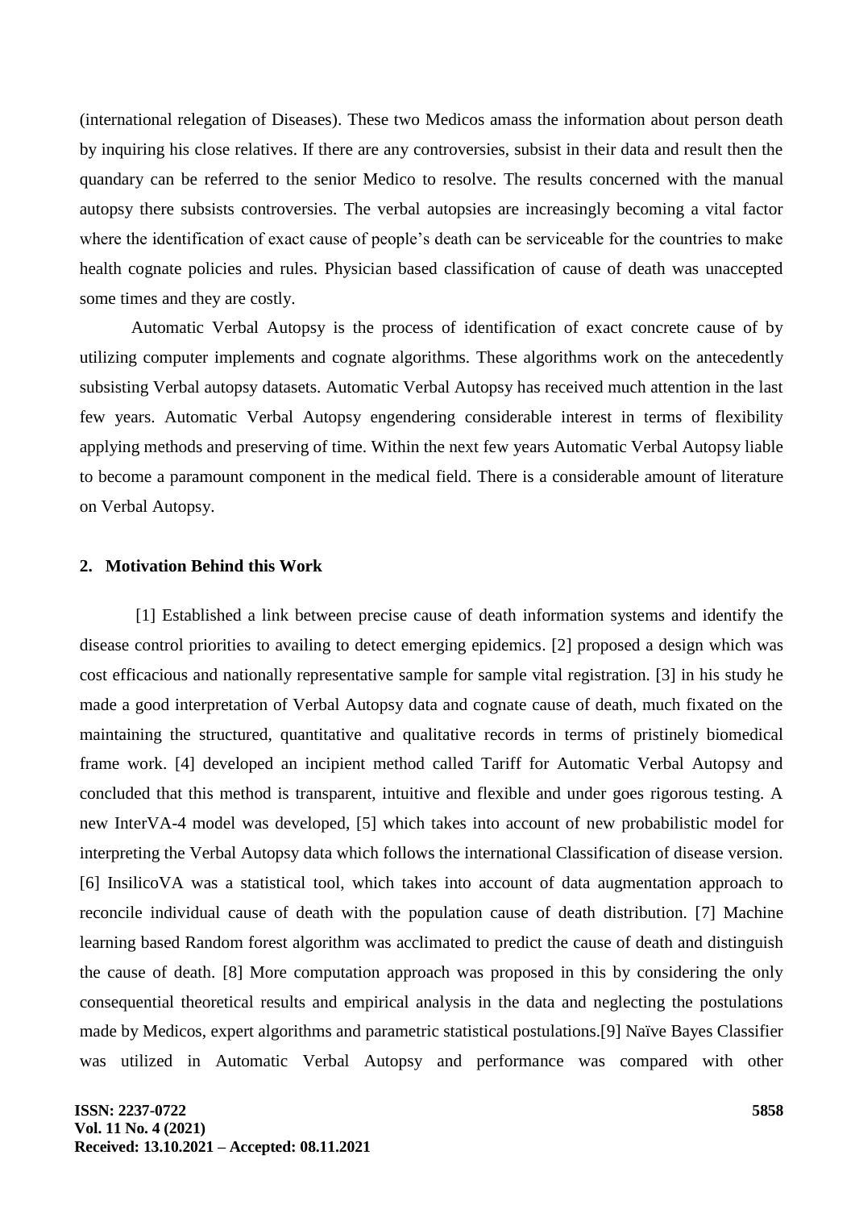(international relegation of Diseases). These two Medicos amass the information about person death by inquiring his close relatives. If there are any controversies, subsist in their data and result then the quandary can be referred to the senior Medico to resolve. The results concerned with the manual autopsy there subsists controversies. The verbal autopsies are increasingly becoming a vital factor where the identification of exact cause of people's death can be serviceable for the countries to make health cognate policies and rules. Physician based classification of cause of death was unaccepted some times and they are costly.

Automatic Verbal Autopsy is the process of identification of exact concrete cause of by utilizing computer implements and cognate algorithms. These algorithms work on the antecedently subsisting Verbal autopsy datasets. Automatic Verbal Autopsy has received much attention in the last few years. Automatic Verbal Autopsy engendering considerable interest in terms of flexibility applying methods and preserving of time. Within the next few years Automatic Verbal Autopsy liable to become a paramount component in the medical field. There is a considerable amount of literature on Verbal Autopsy.

## 2. Motivation Behind this Work

[1] Established a link between precise cause of death information systems and identify the disease control priorities to availing to detect emerging epidemics. [2] proposed a design which was cost efficacious and nationally representative sample for sample vital registration. [3] in his study he made a good interpretation of Verbal Autopsy data and cognate cause of death, much fixated on the maintaining the structured, quantitative and qualitative records in terms of pristinely biomedical frame work. [4] developed an incipient method called Tariff for Automatic Verbal Autopsy and concluded that this method is transparent, intuitive and flexible and under goes rigorous testing. A new InterVA-4 model was developed, [5] which takes into account of new probabilistic model for interpreting the Verbal Autopsy data which follows the international Classification of disease version. [6] InsilicoVA was a statistical tool, which takes into account of data augmentation approach to reconcile individual cause of death with the population cause of death distribution. [7] Machine learning based Random forest algorithm was acclimated to predict the cause of death and distinguish the cause of death. [8] More computation approach was proposed in this by considering the only consequential theoretical results and empirical analysis in the data and neglecting the postulations made by Medicos, expert algorithms and parametric statistical postulations.[9] Naïve Bayes Classifier was utilized in Automatic Verbal Autopsy and performance was compared with other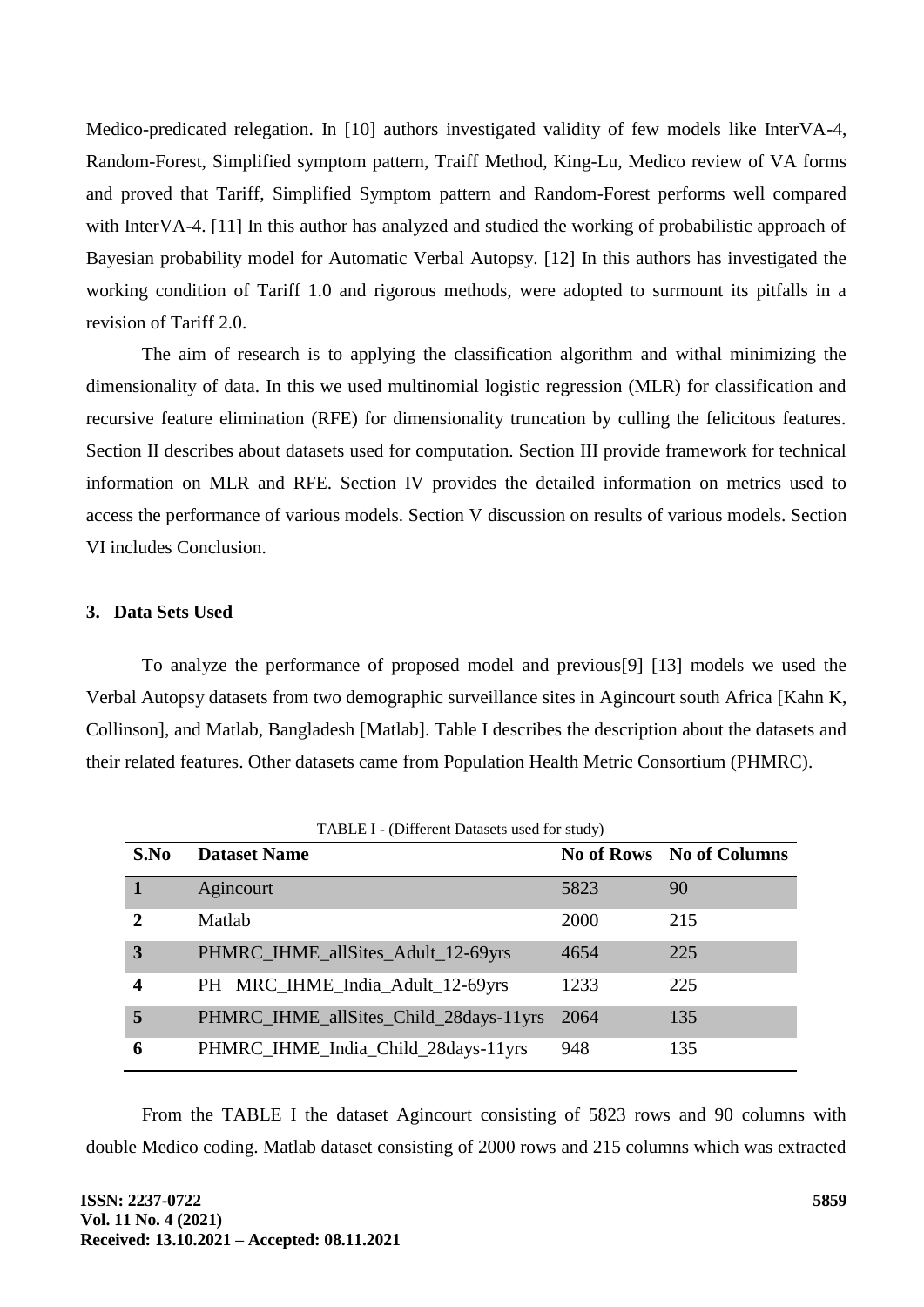Medico-predicated relegation. In [10] authors investigated validity of few models like InterVA-4, Random-Forest, Simplified symptom pattern, Traiff Method, King-Lu, Medico review of VA forms and proved that Tariff, Simplified Symptom pattern and Random-Forest performs well compared with InterVA-4. [11] In this author has analyzed and studied the working of probabilistic approach of Bayesian probability model for Automatic Verbal Autopsy. [12] In this authors has investigated the working condition of Tariff 1.0 and rigorous methods, were adopted to surmount its pitfalls in a revision of Tariff 2.0.

The aim of research is to applying the classification algorithm and withal minimizing the dimensionality of data. In this we used multinomial logistic regression (MLR) for classification and recursive feature elimination (RFE) for dimensionality truncation by culling the felicitous features. Section II describes about datasets used for computation. Section III provide framework for technical information on MLR and RFE. Section IV provides the detailed information on metrics used to access the performance of various models. Section V discussion on results of various models. Section VI includes Conclusion.

### 3. Data Sets Used

To analyze the performance of proposed model and previous[9] [13] models we used the Verbal Autopsy datasets from two demographic surveillance sites in Agincourt south Africa [Kahn K, Collinson], and Matlab, Bangladesh [Matlab]. Table I describes the description about the datasets and their related features. Other datasets came from Population Health Metric Consortium (PHMRC).

TABLE I - (Different Datasets used for study)

| S.No | Dataset Name | No of Rows | No of Columns |
|---|---|---|---|
| 1 | Agincourt | 5823 | 90 |
| 2 | Matlab | 2000 | 215 |
| 3 | PHMRC_IHME_allSites_Adult_12-69yrs | 4654 | 225 |
| 4 | PH MRC_IHME_India_Adult_12-69yrs | 1233 | 225 |
| 5 | PHMRC_IHME_allSites_Child_28days-11yrs | 2064 | 135 |
| 6 | PHMRC_IHME_India_Child_28days-11yrs | 948 | 135 |

From the TABLE I the dataset Agincourt consisting of 5823 rows and 90 columns with double Medico coding. Matlab dataset consisting of 2000 rows and 215 columns which was extracted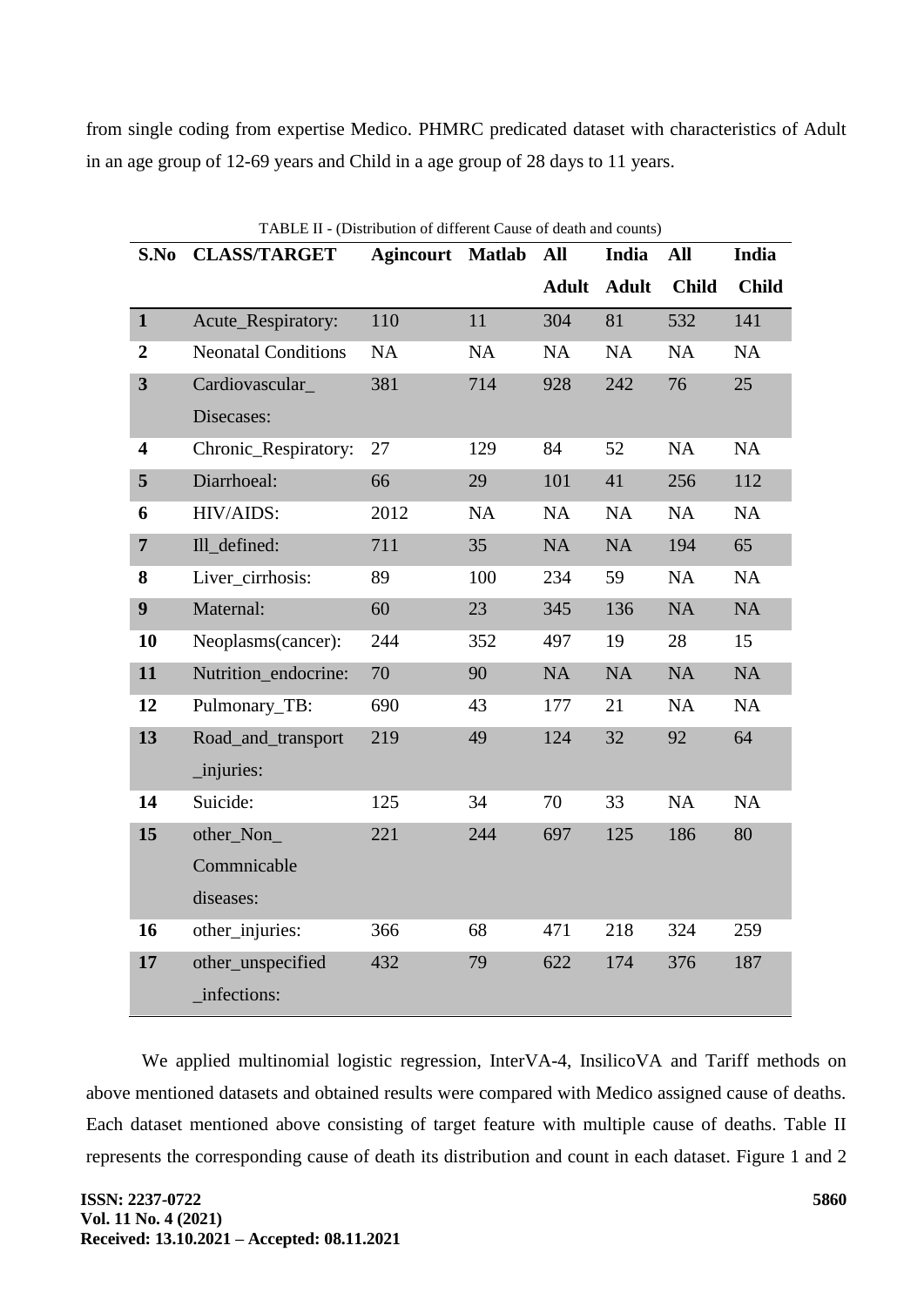from single coding from expertise Medico. PHMRC predicated dataset with characteristics of Adult in an age group of 12-69 years and Child in a age group of 28 days to 11 years.

TABLE II - (Distribution of different Cause of death and counts)

| S.No | CLASS/TARGET | Agincourt | Matlab | All Adult | India Adult | All Child | India Child |
|---|---|---|---|---|---|---|---|
| 1 | Acute_Respiratory: | 110 | 11 | 304 | 81 | 532 | 141 |
| 2 | Neonatal Conditions | NA | NA | NA | NA | NA | NA |
| 3 | Cardiovascular_ Disecases: | 381 | 714 | 928 | 242 | 76 | 25 |
| 4 | Chronic_Respiratory: | 27 | 129 | 84 | 52 | NA | NA |
| 5 | Diarrhoeal: | 66 | 29 | 101 | 41 | 256 | 112 |
| 6 | HIV/AIDS: | 2012 | NA | NA | NA | NA | NA |
| 7 | Ill_defined: | 711 | 35 | NA | NA | 194 | 65 |
| 8 | Liver_cirrhosis: | 89 | 100 | 234 | 59 | NA | NA |
| 9 | Maternal: | 60 | 23 | 345 | 136 | NA | NA |
| 10 | Neoplasms(cancer): | 244 | 352 | 497 | 19 | 28 | 15 |
| 11 | Nutrition_endocrine: | 70 | 90 | NA | NA | NA | NA |
| 12 | Pulmonary_TB: | 690 | 43 | 177 | 21 | NA | NA |
| 13 | Road_and_transport _injuries: | 219 | 49 | 124 | 32 | 92 | 64 |
| 14 | Suicide: | 125 | 34 | 70 | 33 | NA | NA |
| 15 | other_Non_ Commnicable diseases: | 221 | 244 | 697 | 125 | 186 | 80 |
| 16 | other_injuries: | 366 | 68 | 471 | 218 | 324 | 259 |
| 17 | other_unspecified _infections: | 432 | 79 | 622 | 174 | 376 | 187 |

We applied multinomial logistic regression, InterVA-4, InsilicoVA and Tariff methods on above mentioned datasets and obtained results were compared with Medico assigned cause of deaths. Each dataset mentioned above consisting of target feature with multiple cause of deaths. Table II represents the corresponding cause of death its distribution and count in each dataset. Figure 1 and 2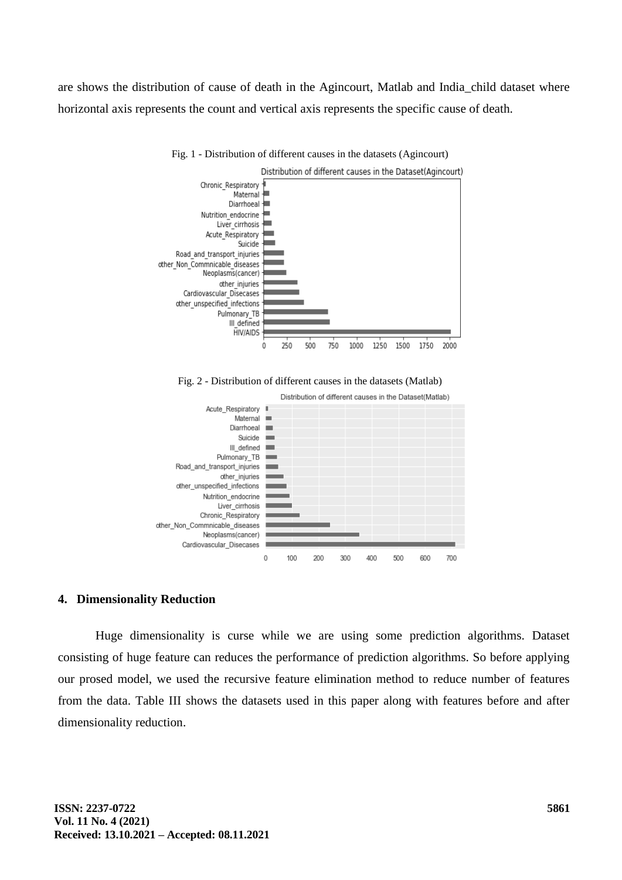are shows the distribution of cause of death in the Agincourt, Matlab and India_child dataset where horizontal axis represents the count and vertical axis represents the specific cause of death.

Fig. 1 - Distribution of different causes in the datasets (Agincourt)

Fig. 2 - Distribution of different causes in the datasets (Matlab)

## 4. Dimensionality Reduction

Huge dimensionality is curse while we are using some prediction algorithms. Dataset consisting of huge feature can reduces the performance of prediction algorithms. So before applying our prosed model, we used the recursive feature elimination method to reduce number of features from the data. Table III shows the datasets used in this paper along with features before and after dimensionality reduction.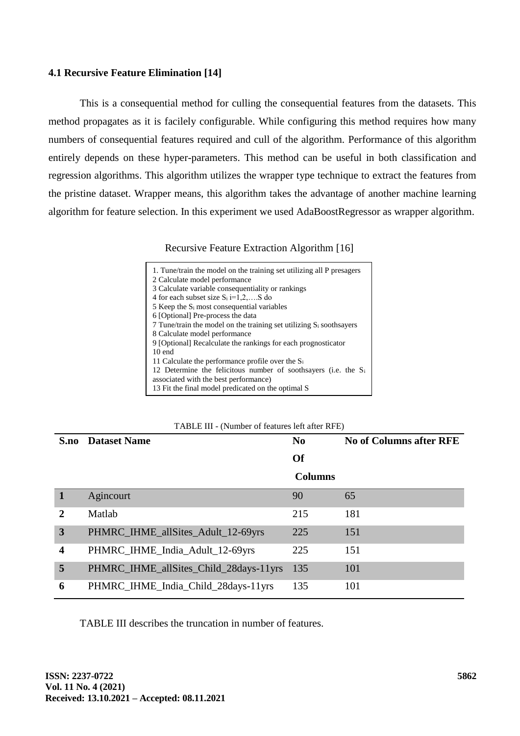### 4.1 Recursive Feature Elimination [14]

This is a consequential method for culling the consequential features from the datasets. This method propagates as it is facilely configurable. While configuring this method requires how many numbers of consequential features required and cull of the algorithm. Performance of this algorithm entirely depends on these hyper-parameters. This method can be useful in both classification and regression algorithms. This algorithm utilizes the wrapper type technique to extract the features from the pristine dataset. Wrapper means, this algorithm takes the advantage of another machine learning algorithm for feature selection. In this experiment we used AdaBoostRegressor as wrapper algorithm.

Recursive Feature Extraction Algorithm [16]

```
1. Tune/train the model on the training set utilizing all P presagers
2 Calculate model performance
3 Calculate variable consequentiality or rankings
4 for each subset size Si i=1,2,….S do
5 Keep the Si most consequential variables
6 [Optional] Pre-process the data
7 Tune/train the model on the training set utilizing Si soothsayers
8 Calculate model performance
9 [Optional] Recalculate the rankings for each prognosticator
10 end
11 Calculate the performance profile over the Si
12 Determine the felicitous number of soothsayers (i.e. the Si
associated with the best performance)
13 Fit the final model predicated on the optimal S
```

TABLE III - (Number of features left after RFE)

| S.no | Dataset Name | No Of Columns | No of Columns after RFE |
|---|---|---|---|
| 1 | Agincourt | 90 | 65 |
| 2 | Matlab | 215 | 181 |
| 3 | PHMRC_IHME_allSites_Adult_12-69yrs | 225 | 151 |
| 4 | PHMRC_IHME_India_Adult_12-69yrs | 225 | 151 |
| 5 | PHMRC_IHME_allSites_Child_28days-11yrs | 135 | 101 |
| 6 | PHMRC_IHME_India_Child_28days-11yrs | 135 | 101 |

TABLE III describes the truncation in number of features.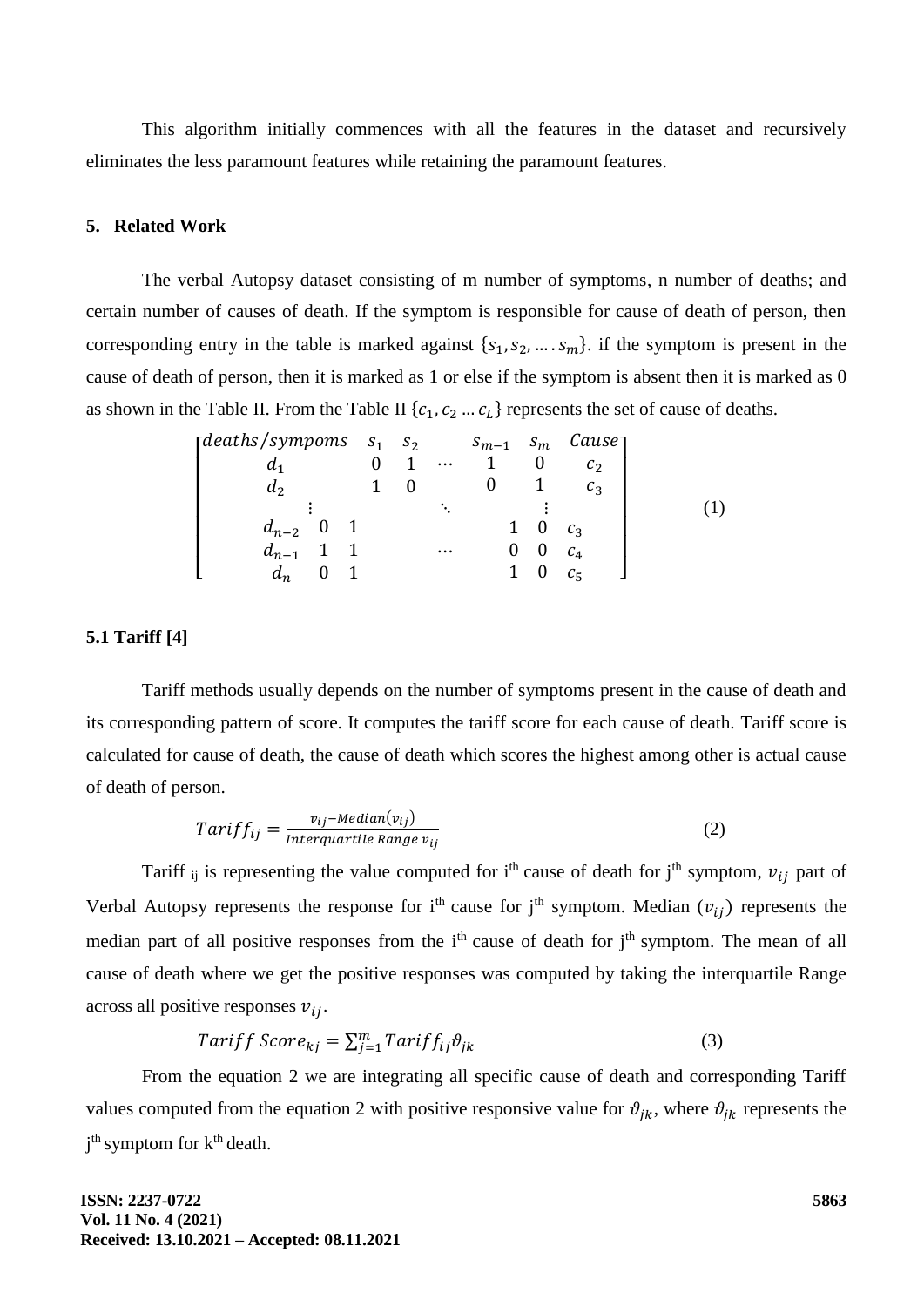This algorithm initially commences with all the features in the dataset and recursively eliminates the less paramount features while retaining the paramount features.

## 5. Related Work

The verbal Autopsy dataset consisting of m number of symptoms, n number of deaths; and certain number of causes of death. If the symptom is responsible for cause of death of person, then corresponding entry in the table is marked against $\{s_1, s_2, \ldots . s_m\}$. if the symptom is present in the cause of death of person, then it is marked as 1 or else if the symptom is absent then it is marked as 0 as shown in the Table II. From the Table II $\{c_1, c_2 \ldots c_L\}$ represents the set of cause of deaths.

$$\begin{bmatrix} deaths/sympoms & s_1 & s_2 & & s_{m-1} & s_m & Cause \\ d_1 & 0 & 1 & \cdots & 1 & 0 & c_2 \\ d_2 & 1 & 0 & & 0 & 1 & c_3 \\ \vdots & & & \ddots & & \vdots & \\ d_{n-2} & 0 & 1 & & 1 & 0 & c_3 \\ d_{n-1} & 1 & 1 & \cdots & 0 & 0 & c_4 \\ d_n & 0 & 1 & & 1 & 0 & c_5 \end{bmatrix} \quad (1)$$

### 5.1 Tariff [4]

Tariff methods usually depends on the number of symptoms present in the cause of death and its corresponding pattern of score. It computes the tariff score for each cause of death. Tariff score is calculated for cause of death, the cause of death which scores the highest among other is actual cause of death of person.

$$Tariff_{ij} = \frac{v_{ij} - Median(v_{ij})}{Interquartile\ Range\ v_{ij}} \quad (2)$$

Tariff $_{ij}$ is representing the value computed for $i^{th}$ cause of death for $j^{th}$ symptom, $v_{ij}$ part of Verbal Autopsy represents the response for $i^{th}$ cause for $j^{th}$ symptom. Median $(v_{ij})$ represents the median part of all positive responses from the $i^{th}$ cause of death for $j^{th}$ symptom. The mean of all cause of death where we get the positive responses was computed by taking the interquartile Range across all positive responses $v_{ij}$.

$$Tariff\ Score_{kj} = \sum_{j=1}^{m} Tariff_{ij} \vartheta_{jk} \quad (3)$$

From the equation 2 we are integrating all specific cause of death and corresponding Tariff values computed from the equation 2 with positive responsive value for $\vartheta_{jk}$, where $\vartheta_{jk}$ represents the $j^{th}$ symptom for $k^{th}$ death.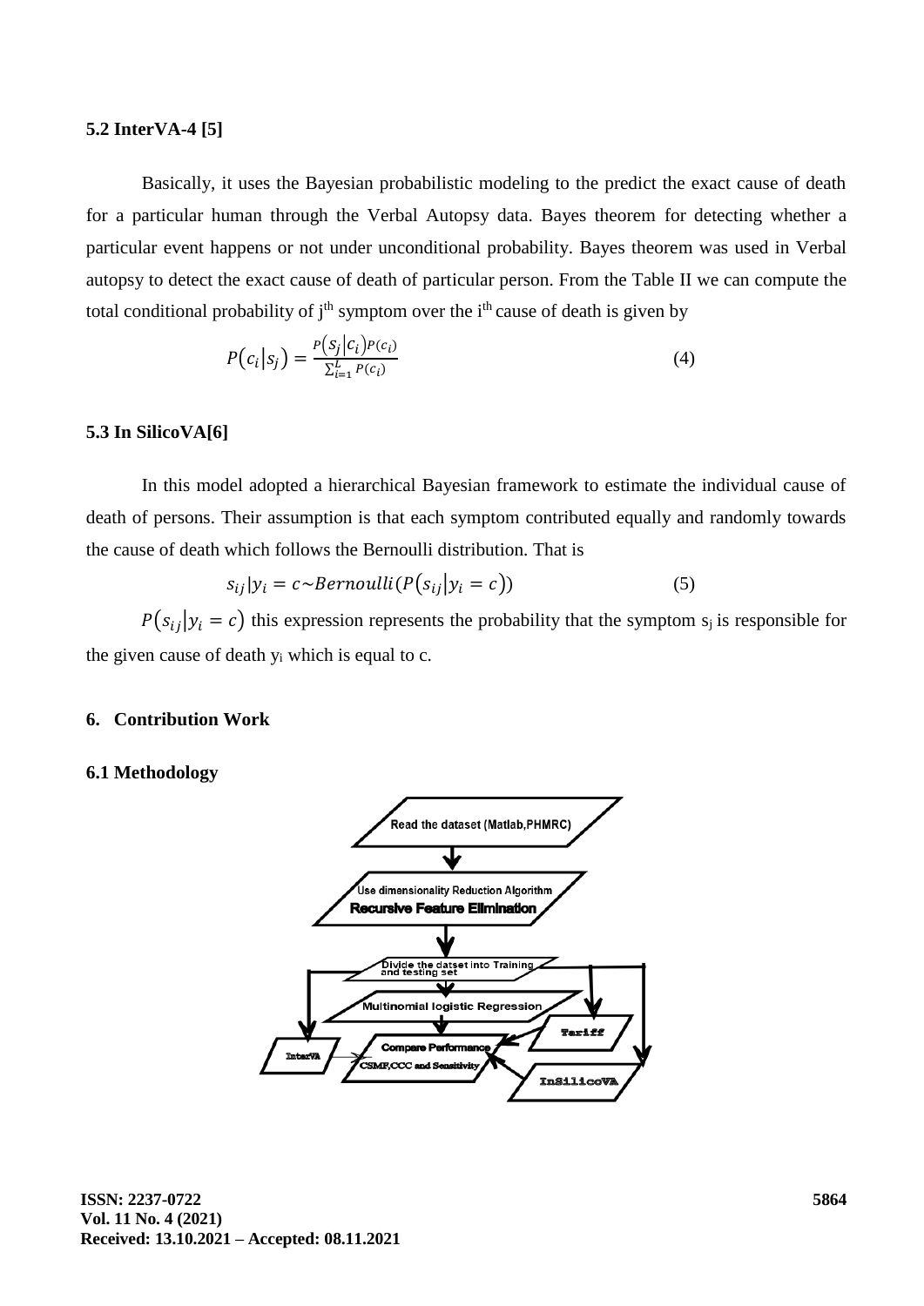### 5.2 InterVA-4 [5]

Basically, it uses the Bayesian probabilistic modeling to the predict the exact cause of death for a particular human through the Verbal Autopsy data. Bayes theorem for detecting whether a particular event happens or not under unconditional probability. Bayes theorem was used in Verbal autopsy to detect the exact cause of death of particular person. From the Table II we can compute the total conditional probability of $j^{th}$ symptom over the $i^{th}$ cause of death is given by

$$P(c_i|s_j) = \frac{P(s_j|c_i)P(c_i)}{\sum_{i=1}^{L} P(c_i)} \qquad (4)$$

### 5.3 In SilicoVA[6]

In this model adopted a hierarchical Bayesian framework to estimate the individual cause of death of persons. Their assumption is that each symptom contributed equally and randomly towards the cause of death which follows the Bernoulli distribution. That is

$$s_{ij}|y_i = c \sim Bernoulli(P(s_{ij}|y_i = c)) \qquad (5)$$

$P(s_{ij}|y_i = c)$ this expression represents the probability that the symptom $s_j$ is responsible for the given cause of death $y_i$ which is equal to c.

## 6. Contribution Work

### 6.1 Methodology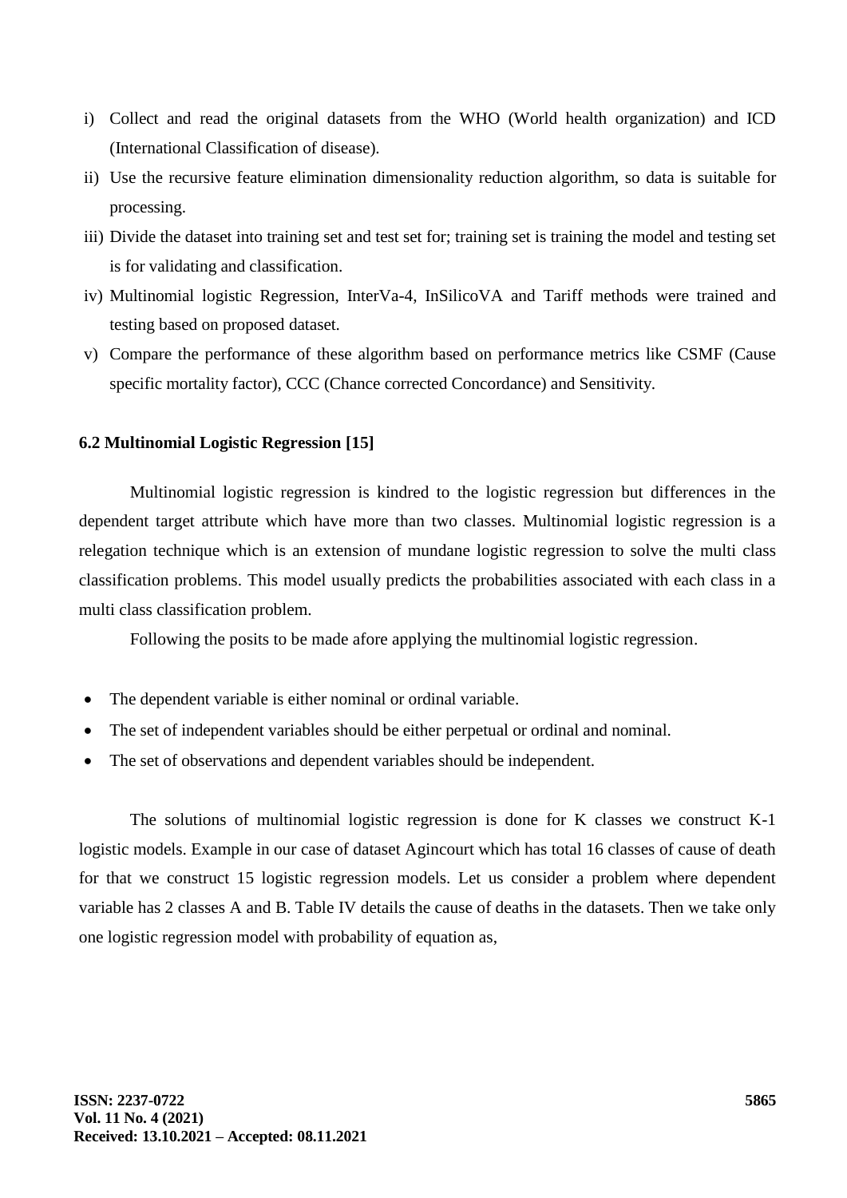i) Collect and read the original datasets from the WHO (World health organization) and ICD (International Classification of disease).
ii) Use the recursive feature elimination dimensionality reduction algorithm, so data is suitable for processing.
iii) Divide the dataset into training set and test set for; training set is training the model and testing set is for validating and classification.
iv) Multinomial logistic Regression, InterVa-4, InSilicoVA and Tariff methods were trained and testing based on proposed dataset.
v) Compare the performance of these algorithm based on performance metrics like CSMF (Cause specific mortality factor), CCC (Chance corrected Concordance) and Sensitivity.

### 6.2 Multinomial Logistic Regression [15]

Multinomial logistic regression is kindred to the logistic regression but differences in the dependent target attribute which have more than two classes. Multinomial logistic regression is a relegation technique which is an extension of mundane logistic regression to solve the multi class classification problems. This model usually predicts the probabilities associated with each class in a multi class classification problem.

Following the posits to be made afore applying the multinomial logistic regression.

- The dependent variable is either nominal or ordinal variable.
- The set of independent variables should be either perpetual or ordinal and nominal.
- The set of observations and dependent variables should be independent.

The solutions of multinomial logistic regression is done for K classes we construct K-1 logistic models. Example in our case of dataset Agincourt which has total 16 classes of cause of death for that we construct 15 logistic regression models. Let us consider a problem where dependent variable has 2 classes A and B. Table IV details the cause of deaths in the datasets. Then we take only one logistic regression model with probability of equation as,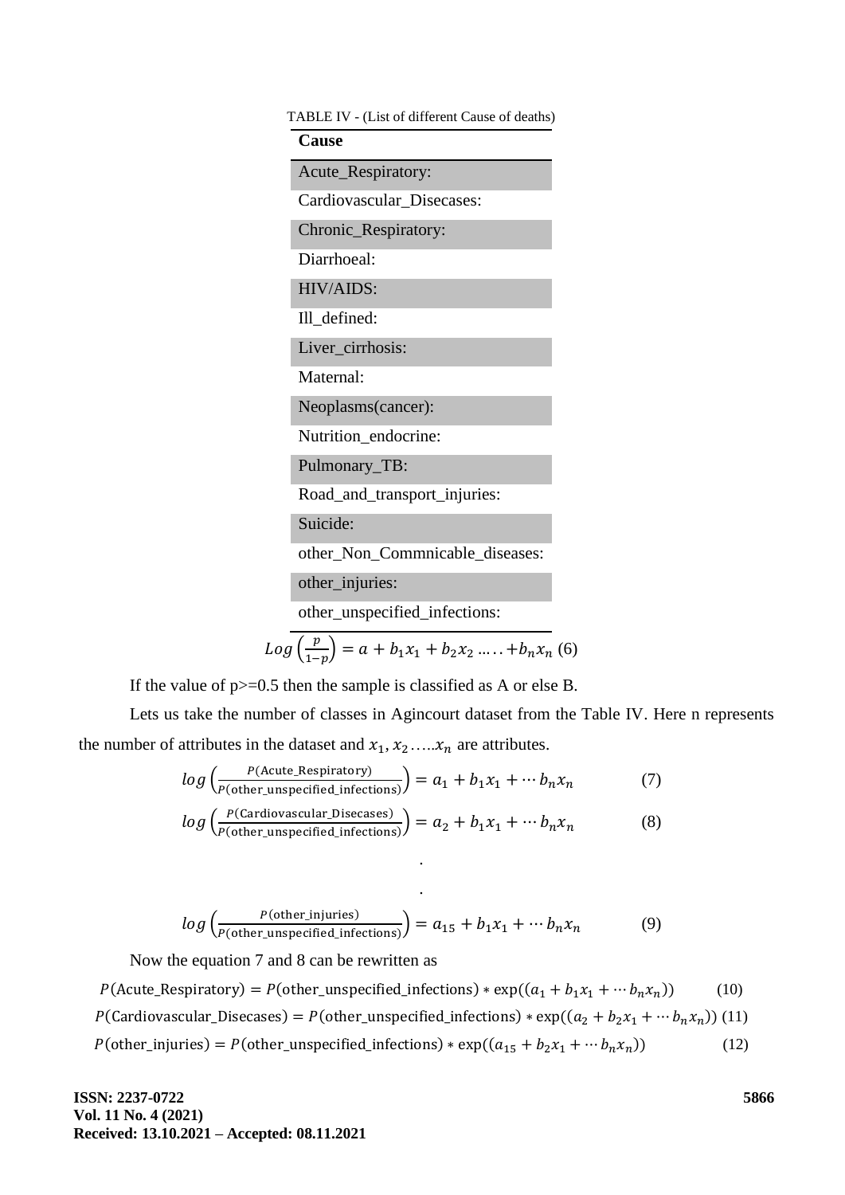TABLE IV - (List of different Cause of deaths)

| Cause |
| --- |
| Acute_Respiratory: |
| Cardiovascular_Disecases: |
| Chronic_Respiratory: |
| Diarrhoeal: |
| HIV/AIDS: |
| Ill_defined: |
| Liver_cirrhosis: |
| Maternal: |
| Neoplasms(cancer): |
| Nutrition_endocrine: |
| Pulmonary_TB: |
| Road_and_transport_injuries: |
| Suicide: |
| other_Non_Commnicable_diseases: |
| other_injuries: |
| other_unspecified_infections: |

$$Log\left(\frac{p}{1-p}\right) = a + b_1x_1 + b_2x_2 \ldots\ldots + b_nx_n \quad (6)$$

If the value of p>=0.5 then the sample is classified as A or else B.

Lets us take the number of classes in Agincourt dataset from the Table IV. Here n represents the number of attributes in the dataset and $x_1, x_2 \ldots\ldots x_n$ are attributes.

$$log\left(\frac{P(\text{Acute\_Respiratory})}{P(\text{other\_unspecified\_infections})}\right) = a_1 + b_1x_1 + \cdots b_nx_n \quad (7)$$

$$log\left(\frac{P(\text{Cardiovascular\_Disecases})}{P(\text{other\_unspecified\_infections})}\right) = a_2 + b_1x_1 + \cdots b_nx_n \quad (8)$$

.

.

$$log\left(\frac{P(\text{other\_injuries})}{P(\text{other\_unspecified\_infections})}\right) = a_{15} + b_1x_1 + \cdots b_nx_n \quad (9)$$

Now the equation 7 and 8 can be rewritten as

$$P(\text{Acute\_Respiratory}) = P(\text{other\_unspecified\_infections}) * \exp((a_1 + b_1x_1 + \cdots b_nx_n)) \quad (10)$$

$$P(\text{Cardiovascular\_Disecases}) = P(\text{other\_unspecified\_infections}) * \exp((a_2 + b_2x_1 + \cdots b_nx_n)) \quad (11)$$

$$P(\text{other\_injuries}) = P(\text{other\_unspecified\_infections}) * \exp((a_{15} + b_2x_1 + \cdots b_nx_n)) \quad (12)$$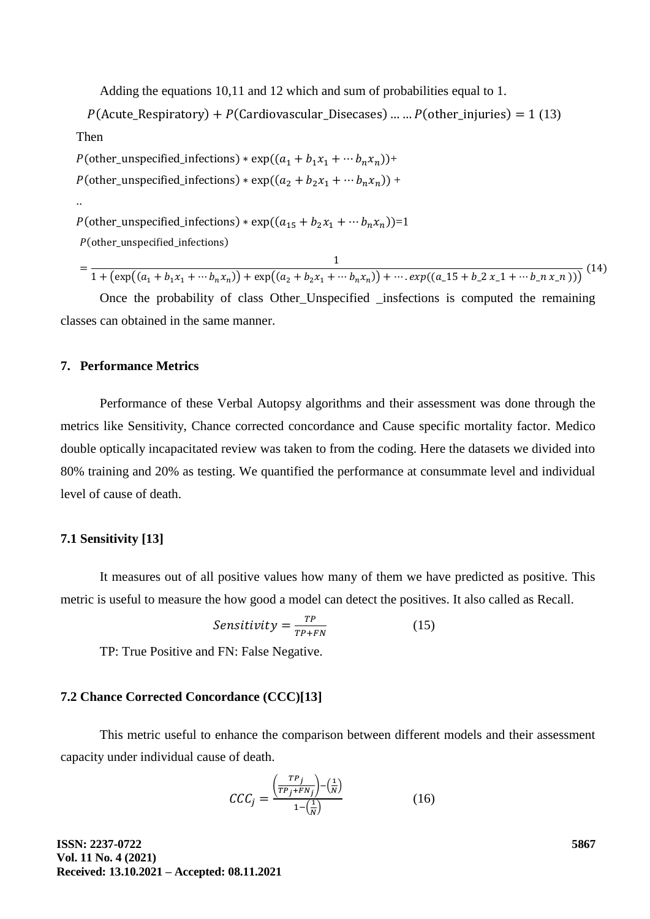Adding the equations 10,11 and 12 which and sum of probabilities equal to 1.

$$P(\text{Acute\_Respiratory}) + P(\text{Cardiovascular\_Disecases}) \ldots \ldots P(\text{other\_injuries}) = 1 \quad (13)$$

Then

$P(\text{other\_unspecified\_infections}) * \exp((a_1 + b_1x_1 + \cdots b_nx_n))+$

$P(\text{other\_unspecified\_infections}) * \exp((a_2 + b_2x_1 + \cdots b_nx_n)) +$

..

$P(\text{other\_unspecified\_infections}) * \exp((a_{15} + b_2x_1 + \cdots b_nx_n))=1$

$$P(\text{other\_unspecified\_infections}) = \frac{1}{1 + \left(\exp\left((a_1 + b_1x_1 + \cdots b_nx_n)\right) + \exp\left((a_2 + b_2x_1 + \cdots b_nx_n)\right) + \cdots . exp((a\_15 + b\_2\ x\_1 + \cdots b\_n\ x\_n\ ))\right)} \quad (14)$$

Once the probability of class Other_Unspecified _insfections is computed the remaining classes can obtained in the same manner.

### 7. Performance Metrics

Performance of these Verbal Autopsy algorithms and their assessment was done through the metrics like Sensitivity, Chance corrected concordance and Cause specific mortality factor. Medico double optically incapacitated review was taken to from the coding. Here the datasets we divided into 80% training and 20% as testing. We quantified the performance at consummate level and individual level of cause of death.

### 7.1 Sensitivity [13]

It measures out of all positive values how many of them we have predicted as positive. This metric is useful to measure the how good a model can detect the positives. It also called as Recall.

$$Sensitivity = \frac{TP}{TP+FN} \quad (15)$$

TP: True Positive and FN: False Negative.

### 7.2 Chance Corrected Concordance (CCC)[13]

This metric useful to enhance the comparison between different models and their assessment capacity under individual cause of death.

$$CCC_j = \frac{\left(\frac{TP_j}{TP_j+FN_j}\right)-\left(\frac{1}{N}\right)}{1-\left(\frac{1}{N}\right)} \quad (16)$$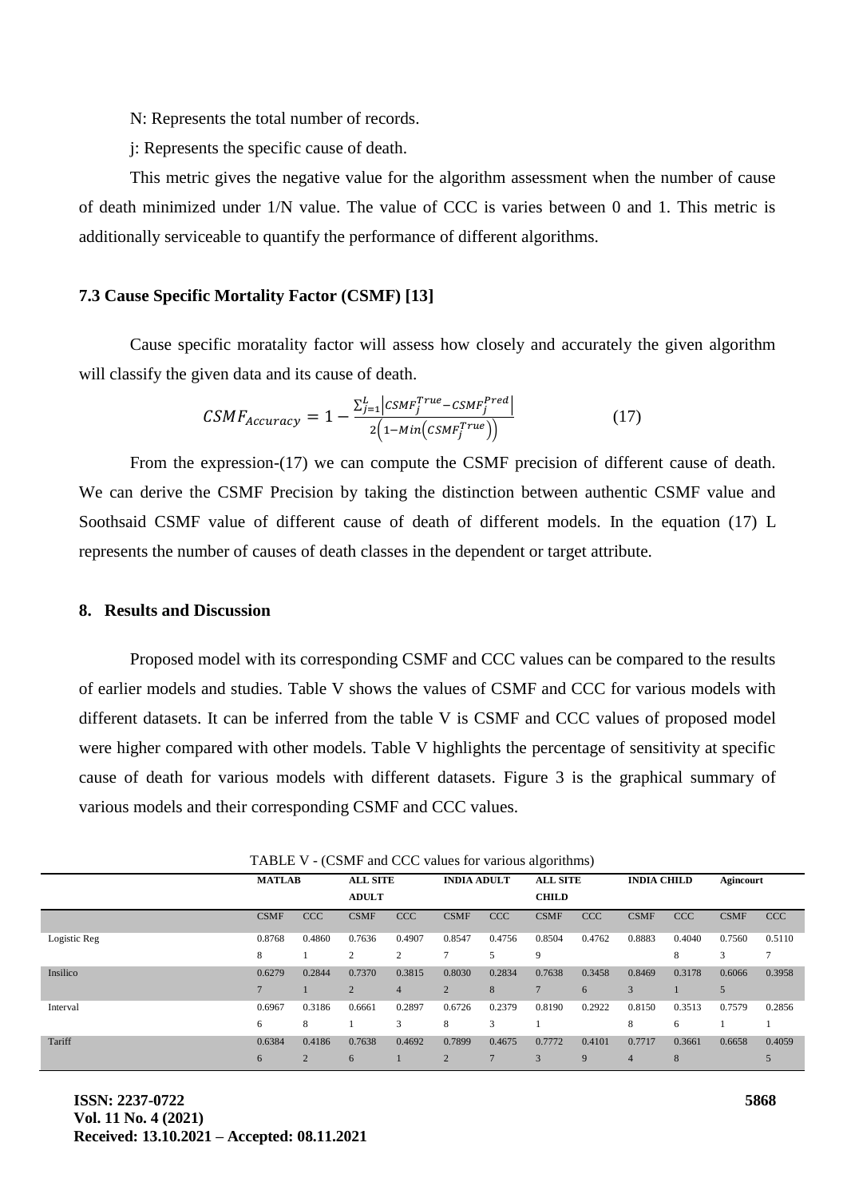N: Represents the total number of records.

j: Represents the specific cause of death.

This metric gives the negative value for the algorithm assessment when the number of cause of death minimized under 1/N value. The value of CCC is varies between 0 and 1. This metric is additionally serviceable to quantify the performance of different algorithms.

### 7.3 Cause Specific Mortality Factor (CSMF) [13]

Cause specific moratality factor will assess how closely and accurately the given algorithm will classify the given data and its cause of death.

$$CSMF_{Accuracy} = 1 - \frac{\sum_{j=1}^{L}\left|CSMF_j^{True} - CSMF_j^{Pred}\right|}{2\left(1 - Min\left(CSMF_j^{True}\right)\right)} \qquad (17)$$

From the expression-(17) we can compute the CSMF precision of different cause of death. We can derive the CSMF Precision by taking the distinction between authentic CSMF value and Soothsaid CSMF value of different cause of death of different models. In the equation (17) L represents the number of causes of death classes in the dependent or target attribute.

## 8. Results and Discussion

Proposed model with its corresponding CSMF and CCC values can be compared to the results of earlier models and studies. Table V shows the values of CSMF and CCC for various models with different datasets. It can be inferred from the table V is CSMF and CCC values of proposed model were higher compared with other models. Table V highlights the percentage of sensitivity at specific cause of death for various models with different datasets. Figure 3 is the graphical summary of various models and their corresponding CSMF and CCC values.

TABLE V - (CSMF and CCC values for various algorithms)

| | MATLAB | | ALL SITE ADULT | | INDIA ADULT | | ALL SITE CHILD | | INDIA CHILD | | Agincourt | |
|---|---|---|---|---|---|---|---|---|---|---|---|---|
| | CSMF | CCC | CSMF | CCC | CSMF | CCC | CSMF | CCC | CSMF | CCC | CSMF | CCC |
| Logistic Reg | 0.87688 | 0.48601 | 0.76362 | 0.49072 | 0.85477 | 0.47565 | 0.85049 | 0.4762 | 0.8883 | 0.40408 | 0.75603 | 0.51107 |
| Insilico | 0.62797 | 0.28441 | 0.73702 | 0.38154 | 0.80302 | 0.28348 | 0.76387 | 0.34586 | 0.84693 | 0.31781 | 0.60665 | 0.3958 |
| Interval | 0.69676 | 0.31868 | 0.66611 | 0.28973 | 0.67268 | 0.23793 | 0.81901 | 0.2922 | 0.81508 | 0.35136 | 0.75791 | 0.28561 |
| Tariff | 0.63846 | 0.41862 | 0.76386 | 0.46921 | 0.78992 | 0.46757 | 0.77723 | 0.41019 | 0.77174 | 0.36618 | 0.6658 | 0.40595 |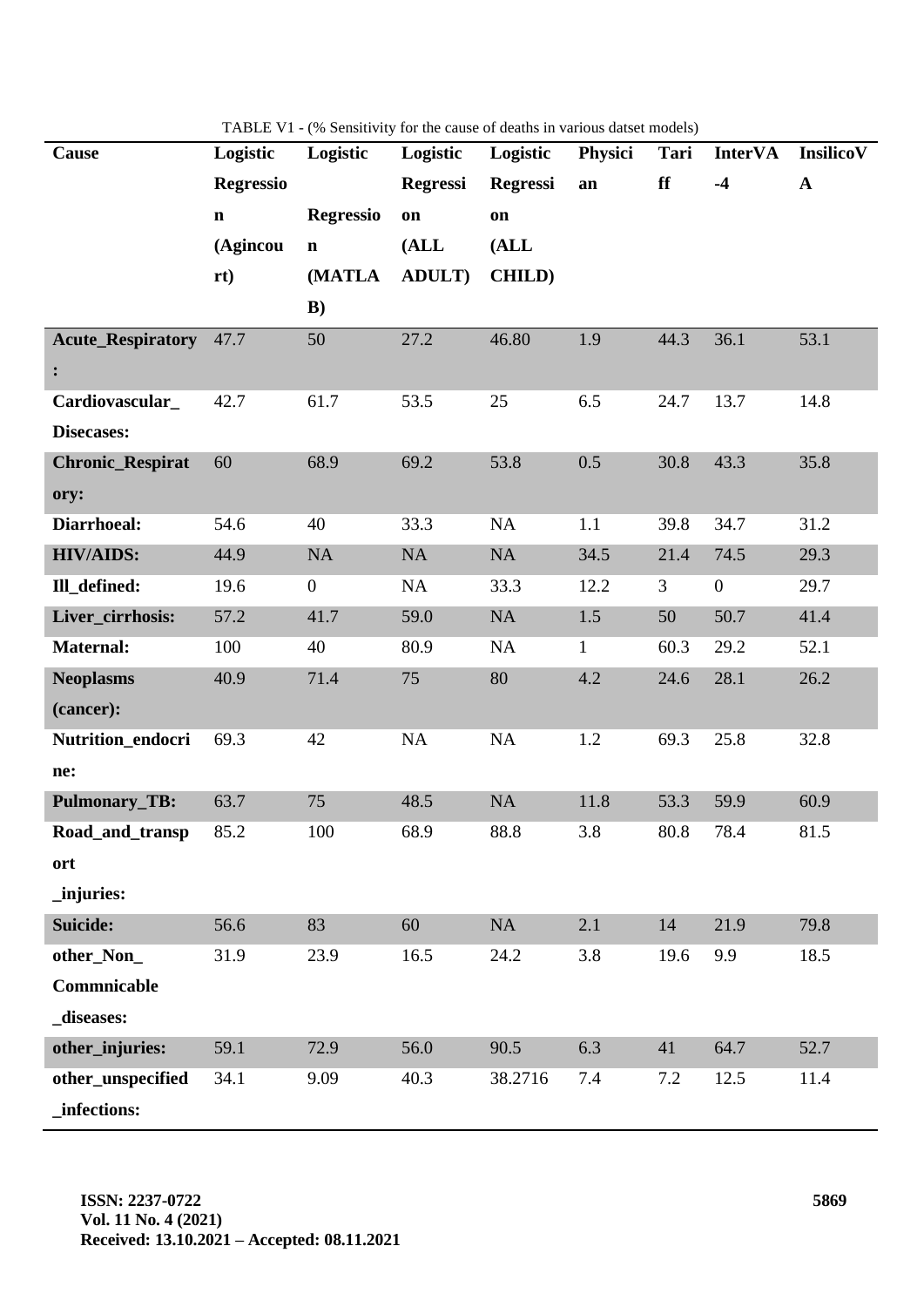TABLE V1 - (% Sensitivity for the cause of deaths in various datset models)

| Cause | Logistic Regression (Agincourt) | Logistic Regression (MATLAB) | Logistic Regression (ALL ADULT) | Logistic Regression (ALL CHILD) | Physician | Tariff | InterVA-4 | InsilicoVA |
|---|---|---|---|---|---|---|---|---|
| Acute_Respiratory: | 47.7 | 50 | 27.2 | 46.80 | 1.9 | 44.3 | 36.1 | 53.1 |
| Cardiovascular_Disecases: | 42.7 | 61.7 | 53.5 | 25 | 6.5 | 24.7 | 13.7 | 14.8 |
| Chronic_Respiratory: | 60 | 68.9 | 69.2 | 53.8 | 0.5 | 30.8 | 43.3 | 35.8 |
| Diarrhoeal: | 54.6 | 40 | 33.3 | NA | 1.1 | 39.8 | 34.7 | 31.2 |
| HIV/AIDS: | 44.9 | NA | NA | NA | 34.5 | 21.4 | 74.5 | 29.3 |
| Ill_defined: | 19.6 | 0 | NA | 33.3 | 12.2 | 3 | 0 | 29.7 |
| Liver_cirrhosis: | 57.2 | 41.7 | 59.0 | NA | 1.5 | 50 | 50.7 | 41.4 |
| Maternal: | 100 | 40 | 80.9 | NA | 1 | 60.3 | 29.2 | 52.1 |
| Neoplasms (cancer): | 40.9 | 71.4 | 75 | 80 | 4.2 | 24.6 | 28.1 | 26.2 |
| Nutrition_endocrine: | 69.3 | 42 | NA | NA | 1.2 | 69.3 | 25.8 | 32.8 |
| Pulmonary_TB: | 63.7 | 75 | 48.5 | NA | 11.8 | 53.3 | 59.9 | 60.9 |
| Road_and_transport _injuries: | 85.2 | 100 | 68.9 | 88.8 | 3.8 | 80.8 | 78.4 | 81.5 |
| Suicide: | 56.6 | 83 | 60 | NA | 2.1 | 14 | 21.9 | 79.8 |
| other_Non_Commnicable _diseases: | 31.9 | 23.9 | 16.5 | 24.2 | 3.8 | 19.6 | 9.9 | 18.5 |
| other_injuries: | 59.1 | 72.9 | 56.0 | 90.5 | 6.3 | 41 | 64.7 | 52.7 |
| other_unspecified _infections: | 34.1 | 9.09 | 40.3 | 38.2716 | 7.4 | 7.2 | 12.5 | 11.4 |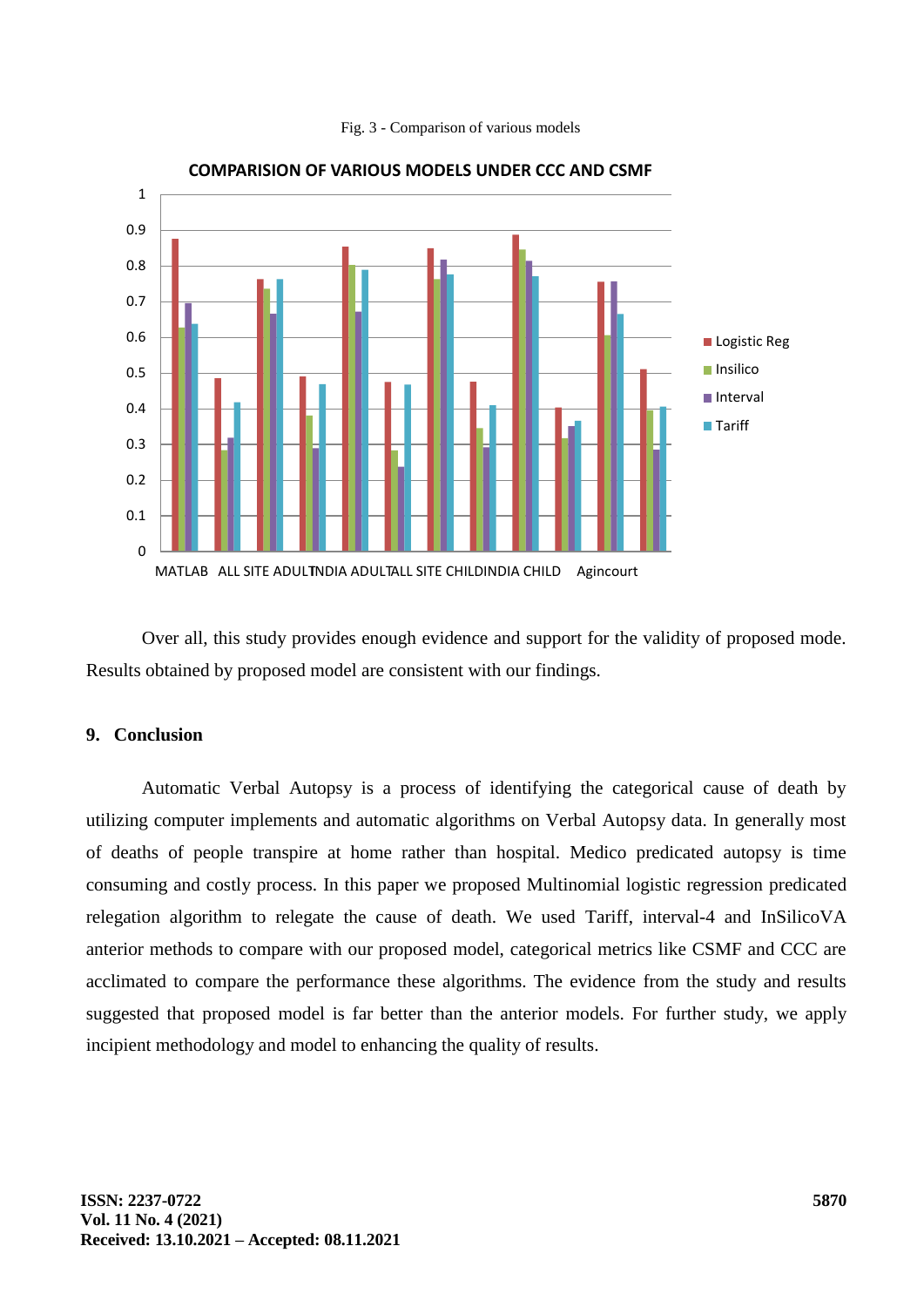Fig. 3 - Comparison of various models

Over all, this study provides enough evidence and support for the validity of proposed mode. Results obtained by proposed model are consistent with our findings.

## 9. Conclusion

Automatic Verbal Autopsy is a process of identifying the categorical cause of death by utilizing computer implements and automatic algorithms on Verbal Autopsy data. In generally most of deaths of people transpire at home rather than hospital. Medico predicated autopsy is time consuming and costly process. In this paper we proposed Multinomial logistic regression predicated relegation algorithm to relegate the cause of death. We used Tariff, interval-4 and InSilicoVA anterior methods to compare with our proposed model, categorical metrics like CSMF and CCC are acclimated to compare the performance these algorithms. The evidence from the study and results suggested that proposed model is far better than the anterior models. For further study, we apply incipient methodology and model to enhancing the quality of results.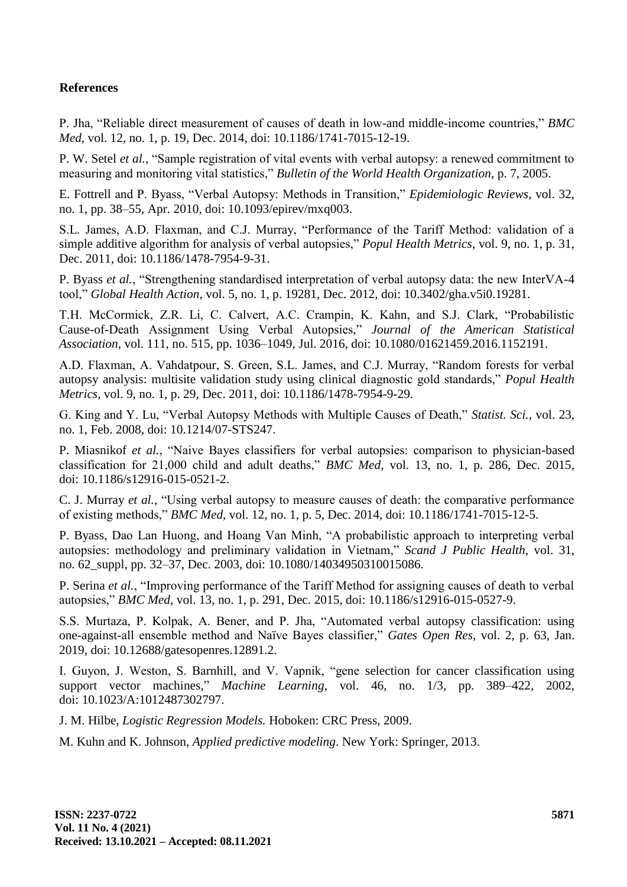## References

P. Jha, "Reliable direct measurement of causes of death in low-and middle-income countries," *BMC Med*, vol. 12, no. 1, p. 19, Dec. 2014, doi: 10.1186/1741-7015-12-19.

P. W. Setel *et al.*, "Sample registration of vital events with verbal autopsy: a renewed commitment to measuring and monitoring vital statistics," *Bulletin of the World Health Organization*, p. 7, 2005.

E. Fottrell and P. Byass, "Verbal Autopsy: Methods in Transition," *Epidemiologic Reviews*, vol. 32, no. 1, pp. 38–55, Apr. 2010, doi: 10.1093/epirev/mxq003.

S.L. James, A.D. Flaxman, and C.J. Murray, "Performance of the Tariff Method: validation of a simple additive algorithm for analysis of verbal autopsies," *Popul Health Metrics*, vol. 9, no. 1, p. 31, Dec. 2011, doi: 10.1186/1478-7954-9-31.

P. Byass *et al.*, "Strengthening standardised interpretation of verbal autopsy data: the new InterVA-4 tool," *Global Health Action*, vol. 5, no. 1, p. 19281, Dec. 2012, doi: 10.3402/gha.v5i0.19281.

T.H. McCormick, Z.R. Li, C. Calvert, A.C. Crampin, K. Kahn, and S.J. Clark, "Probabilistic Cause-of-Death Assignment Using Verbal Autopsies," *Journal of the American Statistical Association*, vol. 111, no. 515, pp. 1036–1049, Jul. 2016, doi: 10.1080/01621459.2016.1152191.

A.D. Flaxman, A. Vahdatpour, S. Green, S.L. James, and C.J. Murray, "Random forests for verbal autopsy analysis: multisite validation study using clinical diagnostic gold standards," *Popul Health Metrics*, vol. 9, no. 1, p. 29, Dec. 2011, doi: 10.1186/1478-7954-9-29.

G. King and Y. Lu, "Verbal Autopsy Methods with Multiple Causes of Death," *Statist. Sci.*, vol. 23, no. 1, Feb. 2008, doi: 10.1214/07-STS247.

P. Miasnikof *et al.*, "Naive Bayes classifiers for verbal autopsies: comparison to physician-based classification for 21,000 child and adult deaths," *BMC Med*, vol. 13, no. 1, p. 286, Dec. 2015, doi: 10.1186/s12916-015-0521-2.

C. J. Murray *et al.*, "Using verbal autopsy to measure causes of death: the comparative performance of existing methods," *BMC Med*, vol. 12, no. 1, p. 5, Dec. 2014, doi: 10.1186/1741-7015-12-5.

P. Byass, Dao Lan Huong, and Hoang Van Minh, "A probabilistic approach to interpreting verbal autopsies: methodology and preliminary validation in Vietnam," *Scand J Public Health*, vol. 31, no. 62_suppl, pp. 32–37, Dec. 2003, doi: 10.1080/14034950310015086.

P. Serina *et al.*, "Improving performance of the Tariff Method for assigning causes of death to verbal autopsies," *BMC Med*, vol. 13, no. 1, p. 291, Dec. 2015, doi: 10.1186/s12916-015-0527-9.

S.S. Murtaza, P. Kolpak, A. Bener, and P. Jha, "Automated verbal autopsy classification: using one-against-all ensemble method and Naïve Bayes classifier," *Gates Open Res*, vol. 2, p. 63, Jan. 2019, doi: 10.12688/gatesopenres.12891.2.

I. Guyon, J. Weston, S. Barnhill, and V. Vapnik, "gene selection for cancer classification using support vector machines," *Machine Learning*, vol. 46, no. 1/3, pp. 389–422, 2002, doi: 10.1023/A:1012487302797.

J. M. Hilbe, *Logistic Regression Models.* Hoboken: CRC Press, 2009.

M. Kuhn and K. Johnson, *Applied predictive modeling*. New York: Springer, 2013.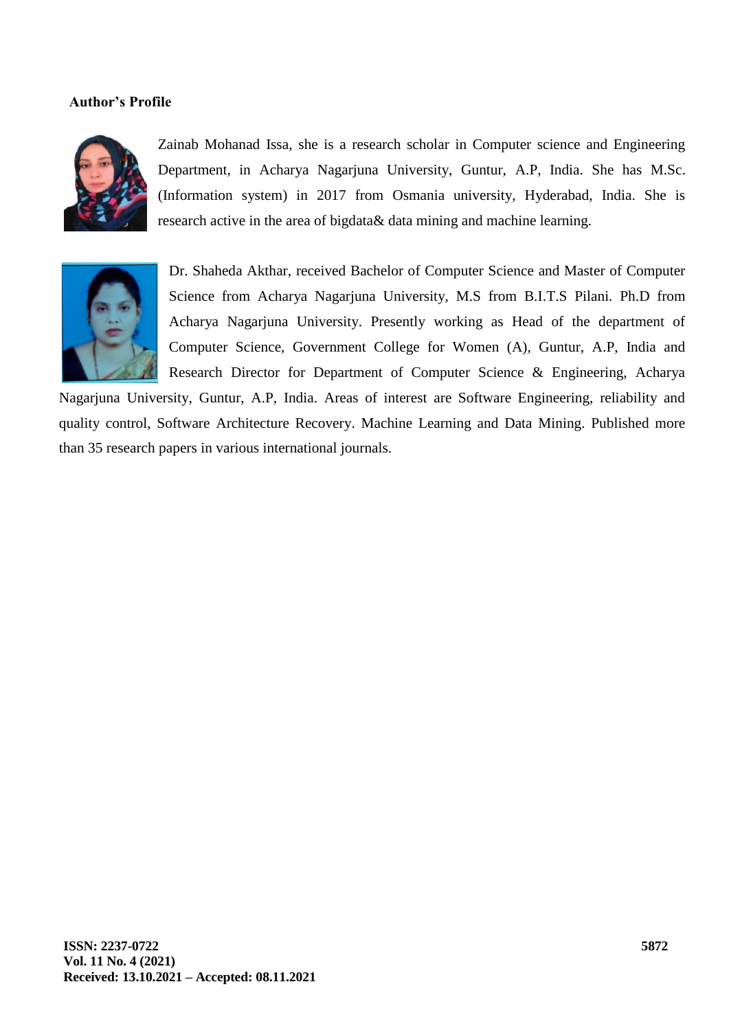**Author's Profile**

Zainab Mohanad Issa, she is a research scholar in Computer science and Engineering Department, in Acharya Nagarjuna University, Guntur, A.P, India. She has M.Sc. (Information system) in 2017 from Osmania university, Hyderabad, India. She is research active in the area of bigdata& data mining and machine learning.

Dr. Shaheda Akthar, received Bachelor of Computer Science and Master of Computer Science from Acharya Nagarjuna University, M.S from B.I.T.S Pilani. Ph.D from Acharya Nagarjuna University. Presently working as Head of the department of Computer Science, Government College for Women (A), Guntur, A.P, India and Research Director for Department of Computer Science & Engineering, Acharya Nagarjuna University, Guntur, A.P, India. Areas of interest are Software Engineering, reliability and quality control, Software Architecture Recovery. Machine Learning and Data Mining. Published more than 35 research papers in various international journals.